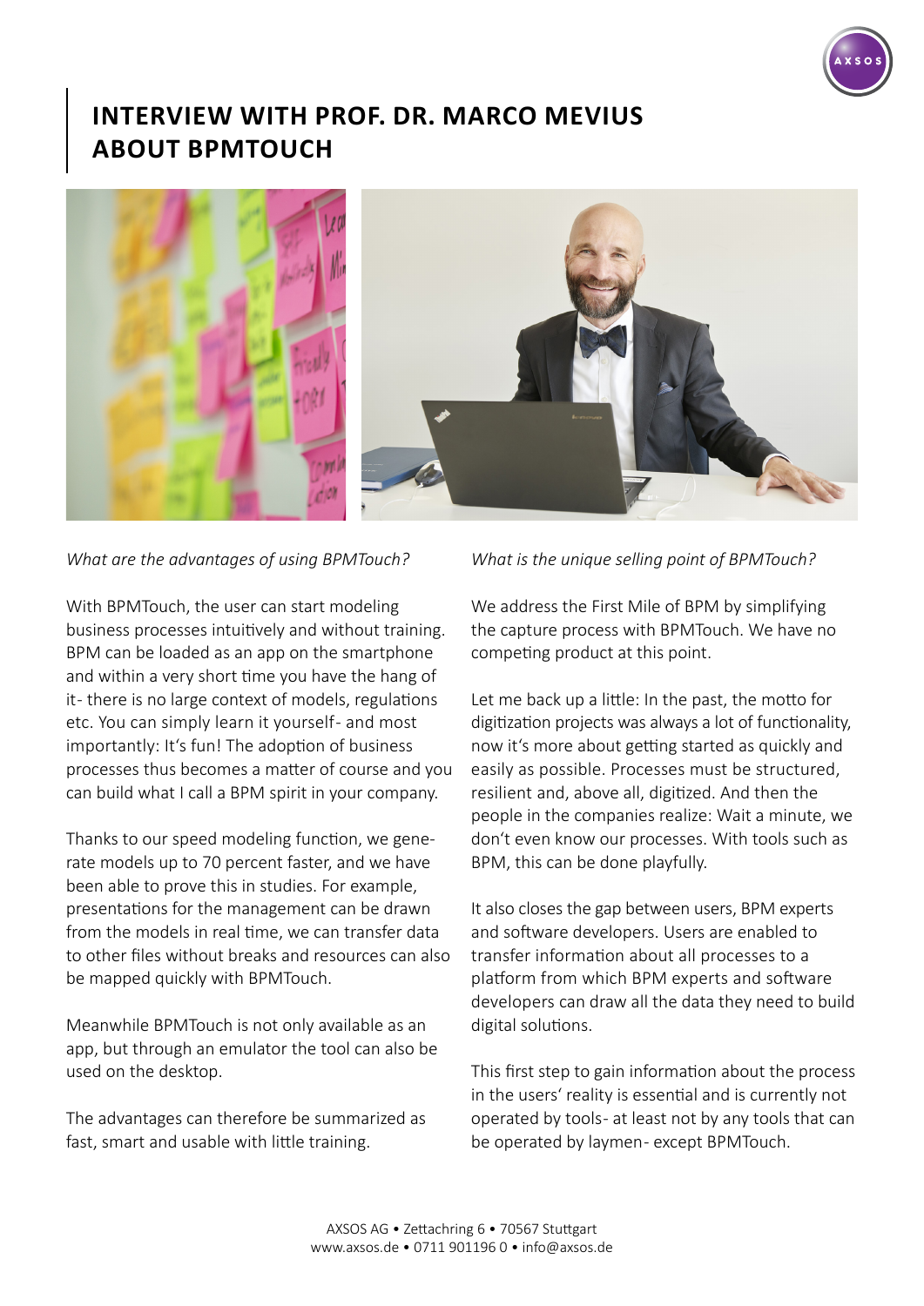# INTERVIEW WITH PROF. DR. MARCO MEVIUS ABOUT BPMTOUCH

*What are the advantages of using BPMTouch?*

With BPMTouch, the user can start modeling business processes intuitively and without training. BPM can be loaded as an app on the smartphone and within a very short time you have the hang of it- there is no large context of models, regulations etc. You can simply learn it yourself- and most importantly: It's fun! The adoption of business processes thus becomes a matter of course and you can build what I call a BPM spirit in your company.

Thanks to our speed modeling function, we generate models up to 70 percent faster, and we have been able to prove this in studies. For example, presentations for the management can be drawn from the models in real time, we can transfer data to other files without breaks and resources can also be mapped quickly with BPMTouch.

Meanwhile BPMTouch is not only available as an app, but through an emulator the tool can also be used on the desktop.

The advantages can therefore be summarized as fast, smart and usable with little training.

*What is the unique selling point of BPMTouch?*

We address the First Mile of BPM by simplifying the capture process with BPMTouch. We have no competing product at this point.

Let me back up a little: In the past, the motto for digitization projects was always a lot of functionality, now it's more about getting started as quickly and easily as possible. Processes must be structured, resilient and, above all, digitized. And then the people in the companies realize: Wait a minute, we don't even know our processes. With tools such as BPM, this can be done playfully.

It also closes the gap between users, BPM experts and software developers. Users are enabled to transfer information about all processes to a platform from which BPM experts and software developers can draw all the data they need to build digital solutions.

This first step to gain information about the process in the users' reality is essential and is currently not operated by tools- at least not by any tools that can be operated by laymen- except BPMTouch.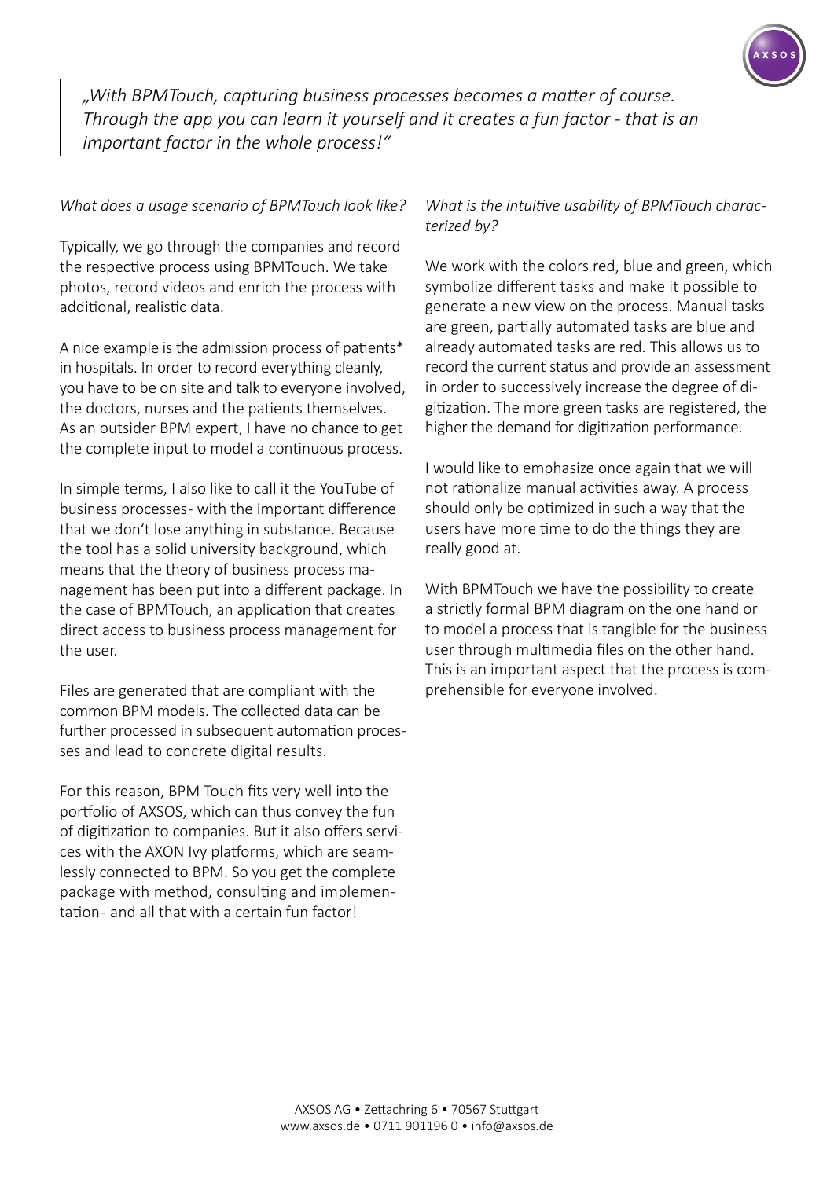*„With BPMTouch, capturing business processes becomes a matter of course. Through the app you can learn it yourself and it creates a fun factor - that is an important factor in the whole process!"*

*What does a usage scenario of BPMTouch look like?*

Typically, we go through the companies and record the respective process using BPMTouch. We take photos, record videos and enrich the process with additional, realistic data.

A nice example is the admission process of patients* in hospitals. In order to record everything cleanly, you have to be on site and talk to everyone involved, the doctors, nurses and the patients themselves. As an outsider BPM expert, I have no chance to get the complete input to model a continuous process.

In simple terms, I also like to call it the YouTube of business processes- with the important difference that we don't lose anything in substance. Because the tool has a solid university background, which means that the theory of business process management has been put into a different package. In the case of BPMTouch, an application that creates direct access to business process management for the user.

Files are generated that are compliant with the common BPM models. The collected data can be further processed in subsequent automation processes and lead to concrete digital results.

For this reason, BPM Touch fits very well into the portfolio of AXSOS, which can thus convey the fun of digitization to companies. But it also offers services with the AXON Ivy platforms, which are seamlessly connected to BPM. So you get the complete package with method, consulting and implementation- and all that with a certain fun factor!

*What is the intuitive usability of BPMTouch characterized by?*

We work with the colors red, blue and green, which symbolize different tasks and make it possible to generate a new view on the process. Manual tasks are green, partially automated tasks are blue and already automated tasks are red. This allows us to record the current status and provide an assessment in order to successively increase the degree of digitization. The more green tasks are registered, the higher the demand for digitization performance.

I would like to emphasize once again that we will not rationalize manual activities away. A process should only be optimized in such a way that the users have more time to do the things they are really good at.

With BPMTouch we have the possibility to create a strictly formal BPM diagram on the one hand or to model a process that is tangible for the business user through multimedia files on the other hand. This is an important aspect that the process is comprehensible for everyone involved.

AXSOS AG • Zettachring 6 • 70567 Stuttgart
www.axsos.de • 0711 901196 0 • info@axsos.de